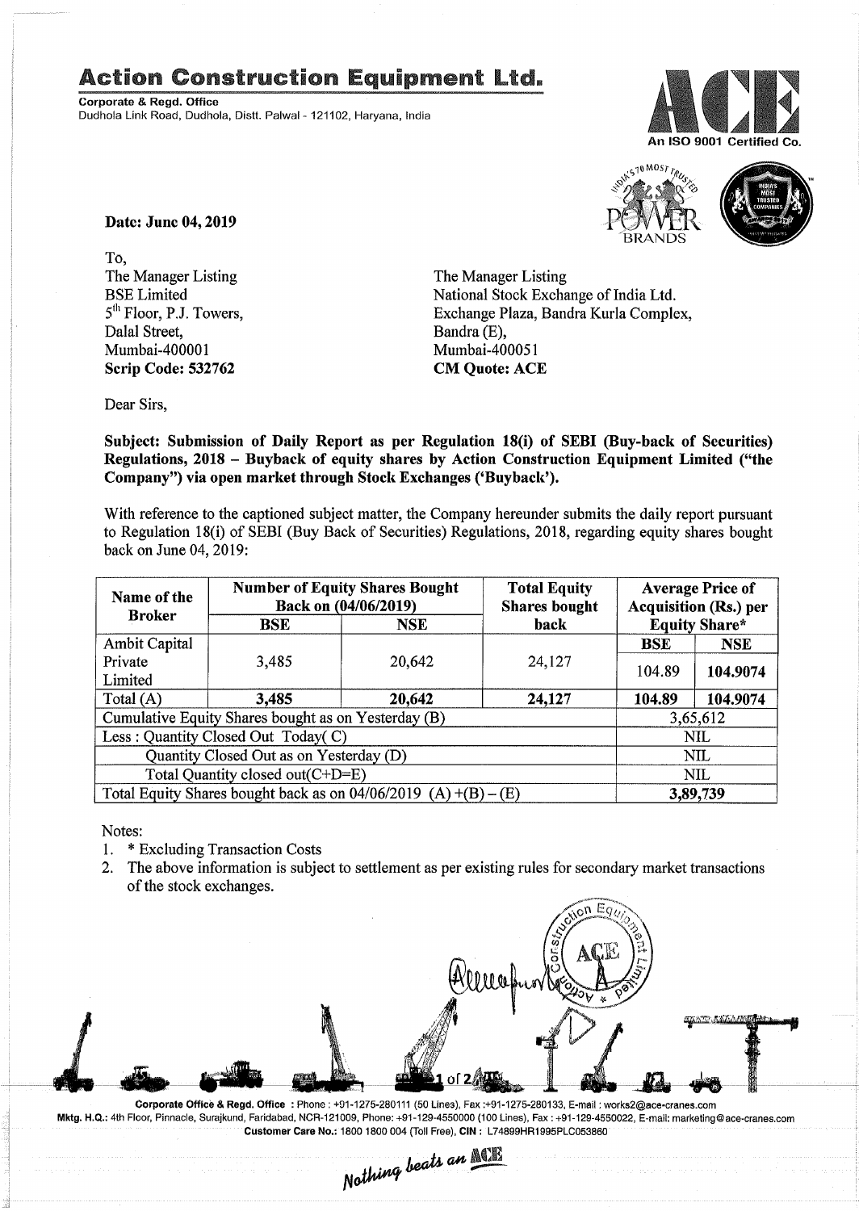# Action Construction Equipment Ltd.

**Corporate & Regd. Office**
Dudhola Link Road, Dudhola, Distt. Palwal - 121102, Haryana, India

An ISO 9001 Certified Co.

**Date: June 04, 2019**

To,
The Manager Listing
BSE Limited
5th Floor, P.J. Towers,
Dalal Street,
Mumbai-400001
**Scrip Code: 532762**

The Manager Listing
National Stock Exchange of India Ltd.
Exchange Plaza, Bandra Kurla Complex,
Bandra (E),
Mumbai-400051
**CM Quote: ACE**

Dear Sirs,

**Subject: Submission of Daily Report as per Regulation 18(i) of SEBI (Buy-back of Securities) Regulations, 2018 – Buyback of equity shares by Action Construction Equipment Limited ("the Company") via open market through Stock Exchanges ('Buyback').**

With reference to the captioned subject matter, the Company hereunder submits the daily report pursuant to Regulation 18(i) of SEBI (Buy Back of Securities) Regulations, 2018, regarding equity shares bought back on June 04, 2019:

| Name of the Broker | Number of Equity Shares Bought Back on (04/06/2019) | | Total Equity Shares bought back | Average Price of Acquisition (Rs.) per Equity Share* | |
|---|---|---|---|---|---|
| | BSE | NSE | | BSE | NSE |
| Ambit Capital Private Limited | 3,485 | 20,642 | 24,127 | 104.89 | **104.9074** |
| Total (A) | **3,485** | **20,642** | **24,127** | **104.89** | **104.9074** |
| Cumulative Equity Shares bought as on Yesterday (B) | | | | 3,65,612 | |
| Less : Quantity Closed Out Today( C) | | | | NIL | |
| Quantity Closed Out as on Yesterday (D) | | | | NIL | |
| Total Quantity closed out(C+D=E) | | | | NIL | |
| Total Equity Shares bought back as on 04/06/2019 (A) +(B) – (E) | | | | **3,89,739** | |

Notes:

1. * Excluding Transaction Costs
2. The above information is subject to settlement as per existing rules for secondary market transactions of the stock exchanges.

**Corporate Office & Regd. Office** : Phone : +91-1275-280111 (50 Lines), Fax :+91-1275-280133, E-mail : works2@ace-cranes.com
**Mktg. H.Q.:** 4th Floor, Pinnacle, Surajkund, Faridabad, NCR-121009, Phone: +91-129-4550000 (100 Lines), Fax : +91-129-4550022, E-mail: marketing@ace-cranes.com
**Customer Care No.:** 1800 1800 004 (Toll Free), **CIN** : L74899HR1995PLC053860

*Nothing beats an ACE*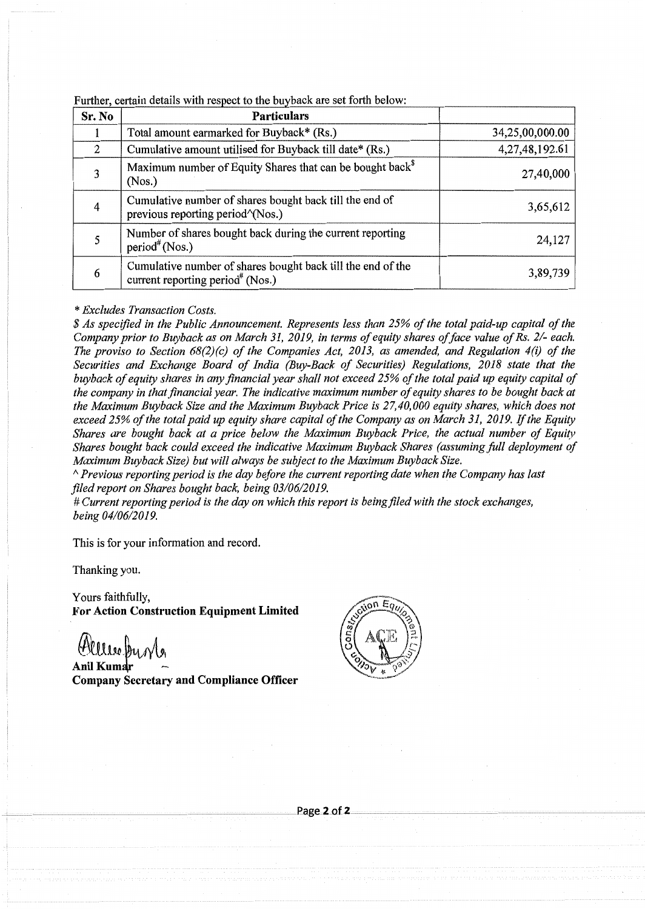Further, certain details with respect to the buyback are set forth below:

| Sr. No | Particulars | |
|---|---|---|
| 1 | Total amount earmarked for Buyback* (Rs.) | 34,25,00,000.00 |
| 2 | Cumulative amount utilised for Buyback till date* (Rs.) | 4,27,48,192.61 |
| 3 | Maximum number of Equity Shares that can be bought back$ (Nos.) | 27,40,000 |
| 4 | Cumulative number of shares bought back till the end of previous reporting period^(Nos.) | 3,65,612 |
| 5 | Number of shares bought back during the current reporting period# (Nos.) | 24,127 |
| 6 | Cumulative number of shares bought back till the end of the current reporting period# (Nos.) | 3,89,739 |

*\* Excludes Transaction Costs.*

*$ As specified in the Public Announcement. Represents less than 25% of the total paid-up capital of the Company prior to Buyback as on March 31, 2019, in terms of equity shares of face value of Rs. 2/- each. The proviso to Section 68(2)(c) of the Companies Act, 2013, as amended, and Regulation 4(i) of the Securities and Exchange Board of India (Buy-Back of Securities) Regulations, 2018 state that the buyback of equity shares in any financial year shall not exceed 25% of the total paid up equity capital of the company in that financial year. The indicative maximum number of equity shares to be bought back at the Maximum Buyback Size and the Maximum Buyback Price is 27,40,000 equity shares, which does not exceed 25% of the total paid up equity share capital of the Company as on March 31, 2019. If the Equity Shares are bought back at a price below the Maximum Buyback Price, the actual number of Equity Shares bought back could exceed the indicative Maximum Buyback Shares (assuming full deployment of Maximum Buyback Size) but will always be subject to the Maximum Buyback Size.*

*^ Previous reporting period is the day before the current reporting date when the Company has last filed report on Shares bought back, being 03/06/2019.*

*# Current reporting period is the day on which this report is being filed with the stock exchanges, being 04/06/2019.*

This is for your information and record.

Thanking you.

Yours faithfully,
**For Action Construction Equipment Limited**

**Anil Kumar**
**Company Secretary and Compliance Officer**